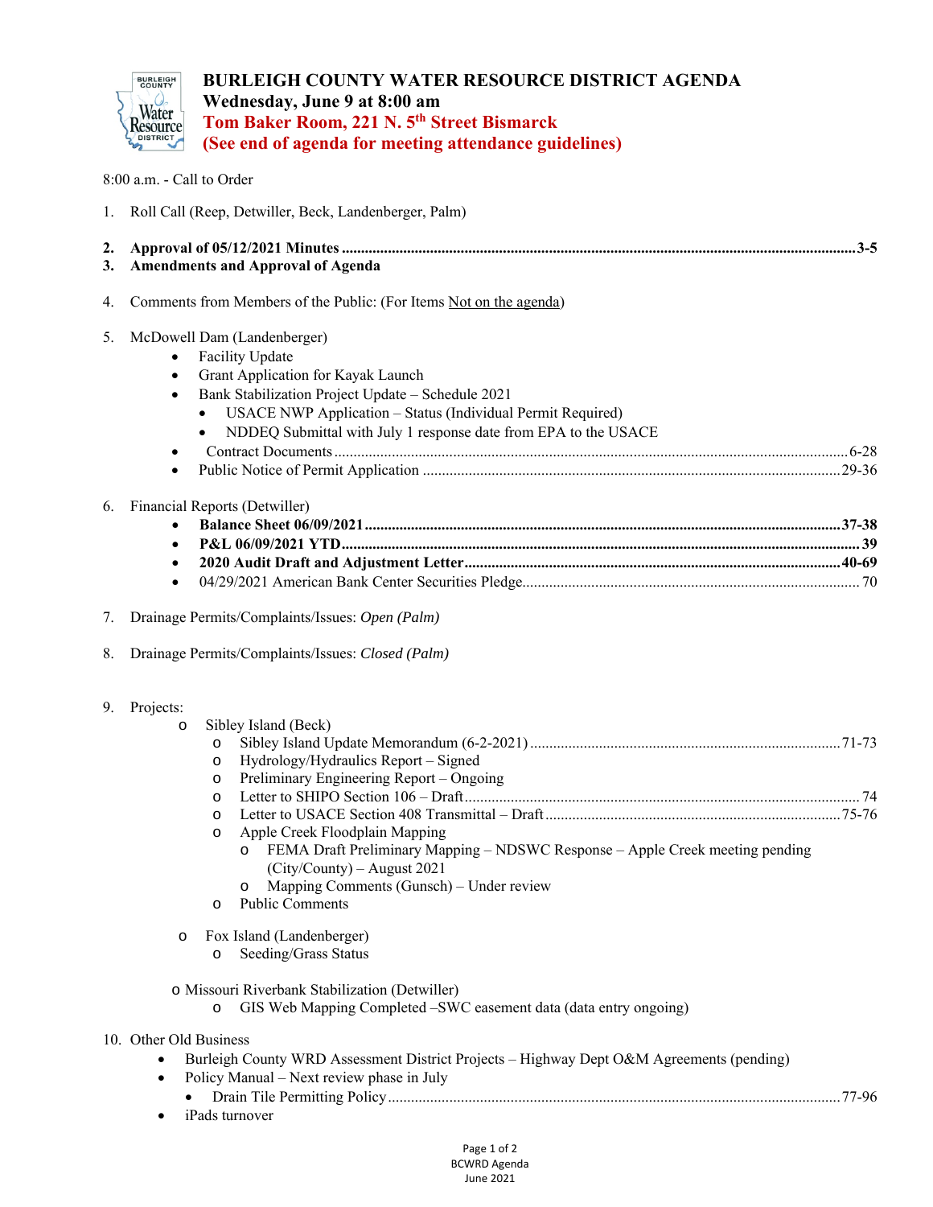# BURLEIGH COUNTY WATER RESOURCE DISTRICT AGENDA

**Wednesday, June 9 at 8:00 am**

**Tom Baker Room, 221 N. 5th Street Bismarck**

**(See end of agenda for meeting attendance guidelines)**

8:00 a.m. - Call to Order

1. Roll Call (Reep, Detwiller, Beck, Landenberger, Palm)

2. **Approval of 05/12/2021 Minutes ........................................ 3-5**
3. **Amendments and Approval of Agenda**

4. Comments from Members of the Public: (For Items Not on the agenda)

5. McDowell Dam (Landenberger)
   - Facility Update
   - Grant Application for Kayak Launch
   - Bank Stabilization Project Update – Schedule 2021
     - USACE NWP Application – Status (Individual Permit Required)
     - NDDEQ Submittal with July 1 response date from EPA to the USACE
   - Contract Documents ........................................ 6-28
   - Public Notice of Permit Application ........................................ 29-36

6. Financial Reports (Detwiller)
   - **Balance Sheet 06/09/2021 ........................................ 37-38**
   - **P&L 06/09/2021 YTD ........................................ 39**
   - **2020 Audit Draft and Adjustment Letter ........................................ 40-69**
   - 04/29/2021 American Bank Center Securities Pledge........................................ 70

7. Drainage Permits/Complaints/Issues: *Open (Palm)*

8. Drainage Permits/Complaints/Issues: *Closed (Palm)*

9. Projects:
   - Sibley Island (Beck)
     - Sibley Island Update Memorandum (6-2-2021) ........................................ 71-73
     - Hydrology/Hydraulics Report – Signed
     - Preliminary Engineering Report – Ongoing
     - Letter to SHIPO Section 106 – Draft........................................ 74
     - Letter to USACE Section 408 Transmittal – Draft ........................................ 75-76
     - Apple Creek Floodplain Mapping
       - FEMA Draft Preliminary Mapping – NDSWC Response – Apple Creek meeting pending (City/County) – August 2021
       - Mapping Comments (Gunsch) – Under review
     - Public Comments
   - Fox Island (Landenberger)
     - Seeding/Grass Status
   - Missouri Riverbank Stabilization (Detwiller)
     - GIS Web Mapping Completed –SWC easement data (data entry ongoing)

10. Other Old Business
    - Burleigh County WRD Assessment District Projects – Highway Dept O&M Agreements (pending)
    - Policy Manual – Next review phase in July
      - Drain Tile Permitting Policy........................................ 77-96
    - iPads turnover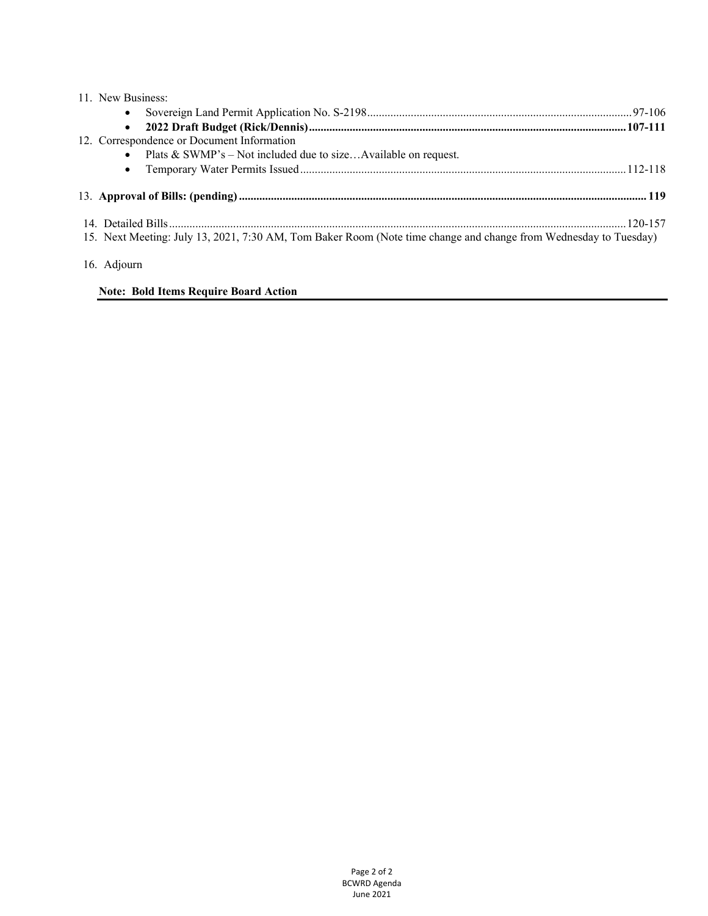11. New Business:
    - Sovereign Land Permit Application No. S-2198 .......... 97-106
    - **2022 Draft Budget (Rick/Dennis) .......... 107-111**
12. Correspondence or Document Information
    - Plats & SWMP's – Not included due to size…Available on request.
    - Temporary Water Permits Issued .......... 112-118
13. **Approval of Bills: (pending) .......... 119**
14. Detailed Bills .......... 120-157
15. Next Meeting: July 13, 2021, 7:30 AM, Tom Baker Room (Note time change and change from Wednesday to Tuesday)
16. Adjourn

**Note: Bold Items Require Board Action**